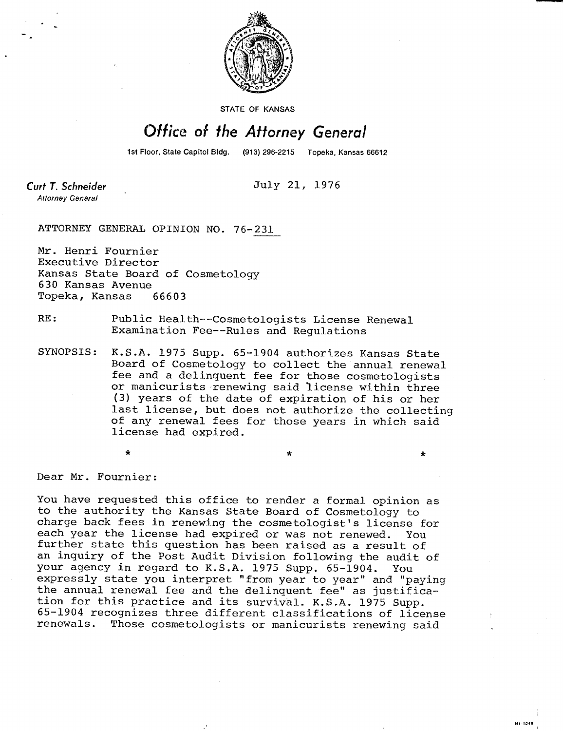STATE OF KANSAS

# *Office of the Attorney General*

1st Floor, State Capitol Bldg. (913) 296-2215 Topeka, Kansas 66612

*Curt T. Schneider*
*Attorney General*

July 21, 1976

ATTORNEY GENERAL OPINION NO. 76-231

Mr. Henri Fournier
Executive Director
Kansas State Board of Cosmetology
630 Kansas Avenue
Topeka, Kansas 66603

RE: Public Health--Cosmetologists License Renewal Examination Fee--Rules and Regulations

SYNOPSIS: K.S.A. 1975 Supp. 65-1904 authorizes Kansas State Board of Cosmetology to collect the annual renewal fee and a delinquent fee for those cosmetologists or manicurists renewing said license within three (3) years of the date of expiration of his or her last license, but does not authorize the collecting of any renewal fees for those years in which said license had expired.

\* \* \*

Dear Mr. Fournier:

You have requested this office to render a formal opinion as to the authority the Kansas State Board of Cosmetology to charge back fees in renewing the cosmetologist's license for each year the license had expired or was not renewed. You further state this question has been raised as a result of an inquiry of the Post Audit Division following the audit of your agency in regard to K.S.A. 1975 Supp. 65-1904. You expressly state you interpret "from year to year" and "paying the annual renewal fee and the delinquent fee" as justification for this practice and its survival. K.S.A. 1975 Supp. 65-1904 recognizes three different classifications of license renewals. Those cosmetologists or manicurists renewing said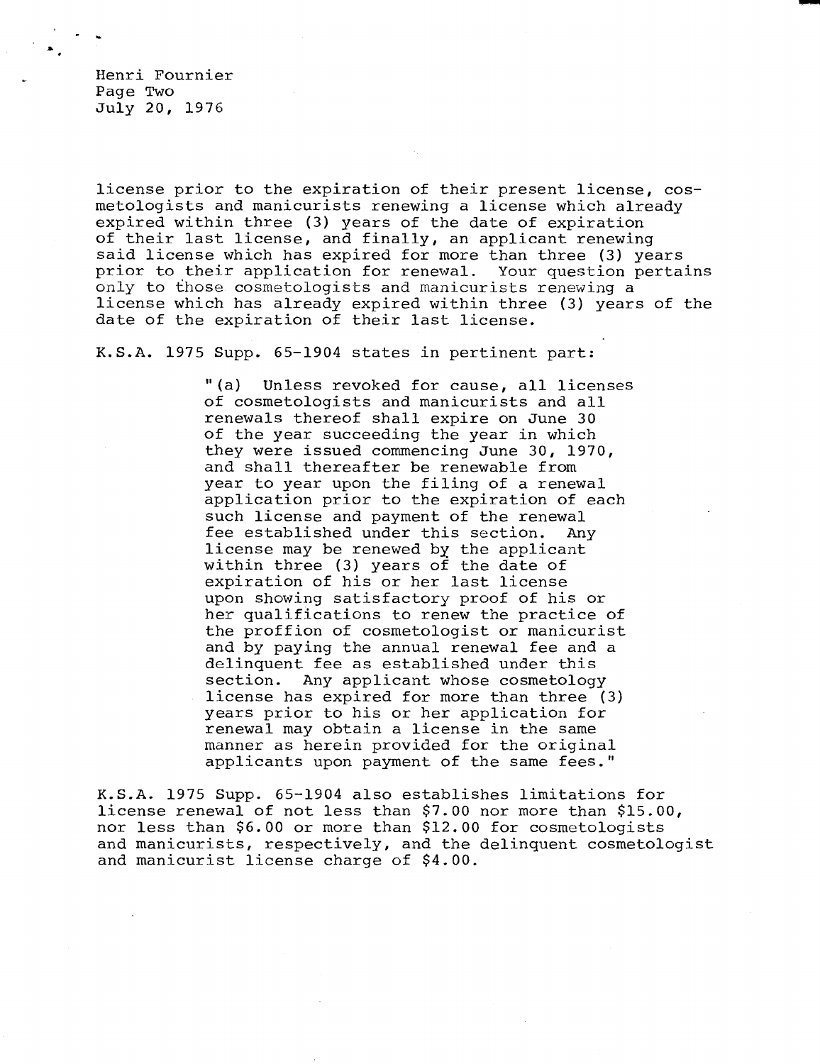license prior to the expiration of their present license, cosmetologists and manicurists renewing a license which already expired within three (3) years of the date of expiration of their last license, and finally, an applicant renewing said license which has expired for more than three (3) years prior to their application for renewal. Your question pertains only to those cosmetologists and manicurists renewing a license which has already expired within three (3) years of the date of the expiration of their last license.

K.S.A. 1975 Supp. 65-1904 states in pertinent part:

> "(a) Unless revoked for cause, all licenses of cosmetologists and manicurists and all renewals thereof shall expire on June 30 of the year succeeding the year in which they were issued commencing June 30, 1970, and shall thereafter be renewable from year to year upon the filing of a renewal application prior to the expiration of each such license and payment of the renewal fee established under this section. Any license may be renewed by the applicant within three (3) years of the date of expiration of his or her last license upon showing satisfactory proof of his or her qualifications to renew the practice of the proffion of cosmetologist or manicurist and by paying the annual renewal fee and a delinquent fee as established under this section. Any applicant whose cosmetology license has expired for more than three (3) years prior to his or her application for renewal may obtain a license in the same manner as herein provided for the original applicants upon payment of the same fees."

K.S.A. 1975 Supp. 65-1904 also establishes limitations for license renewal of not less than $7.00 nor more than $15.00, nor less than $6.00 or more than $12.00 for cosmetologists and manicurists, respectively, and the delinquent cosmetologist and manicurist license charge of $4.00.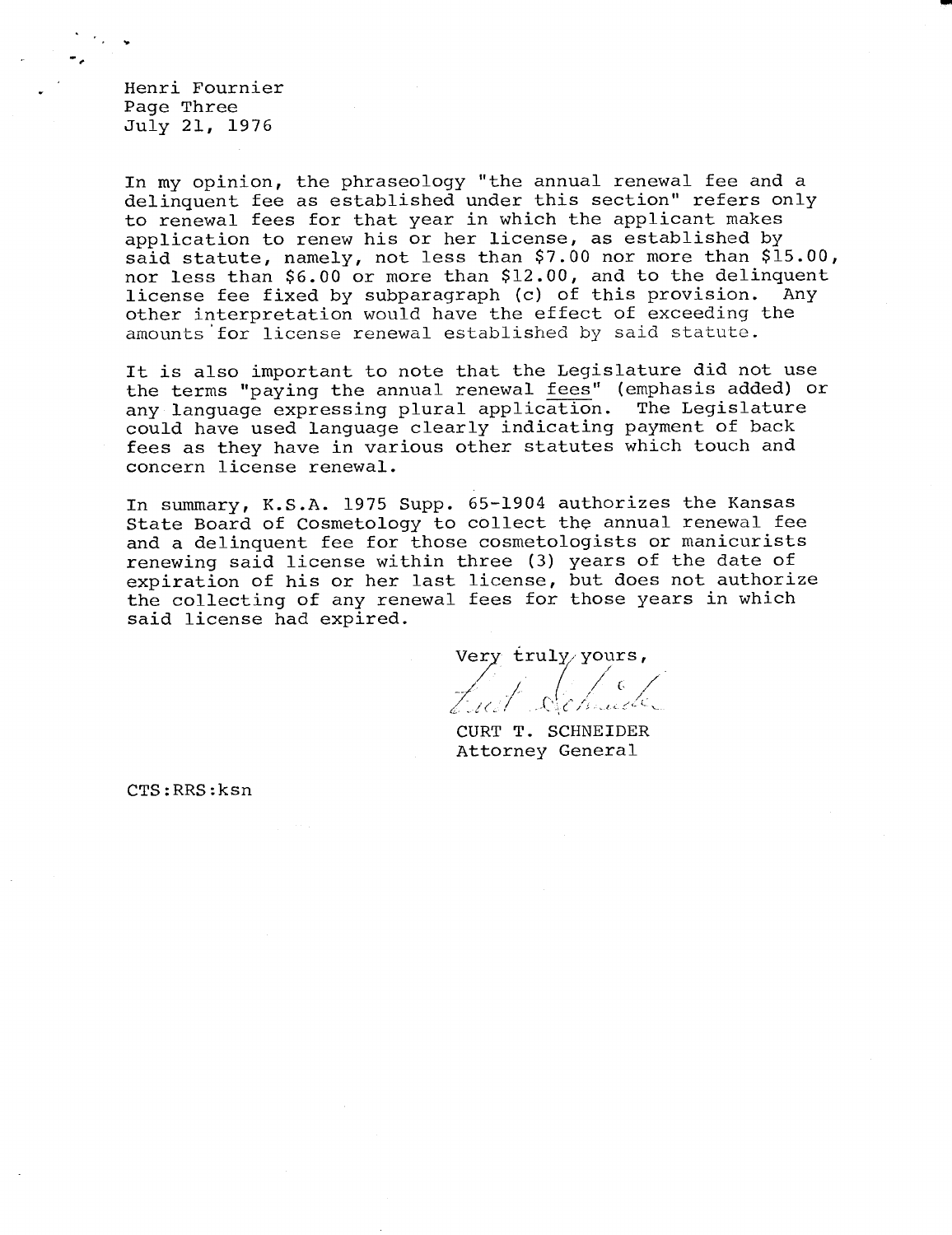In my opinion, the phraseology "the annual renewal fee and a delinquent fee as established under this section" refers only to renewal fees for that year in which the applicant makes application to renew his or her license, as established by said statute, namely, not less than $7.00 nor more than $15.00, nor less than $6.00 or more than $12.00, and to the delinquent license fee fixed by subparagraph (c) of this provision. Any other interpretation would have the effect of exceeding the amounts for license renewal established by said statute.

It is also important to note that the Legislature did not use the terms "paying the annual renewal <u>fees</u>" (emphasis added) or any language expressing plural application. The Legislature could have used language clearly indicating payment of back fees as they have in various other statutes which touch and concern license renewal.

In summary, K.S.A. 1975 Supp. 65-1904 authorizes the Kansas State Board of Cosmetology to collect the annual renewal fee and a delinquent fee for those cosmetologists or manicurists renewing said license within three (3) years of the date of expiration of his or her last license, but does not authorize the collecting of any renewal fees for those years in which said license had expired.

Very truly yours,

CURT T. SCHNEIDER
Attorney General

CTS:RRS:ksn